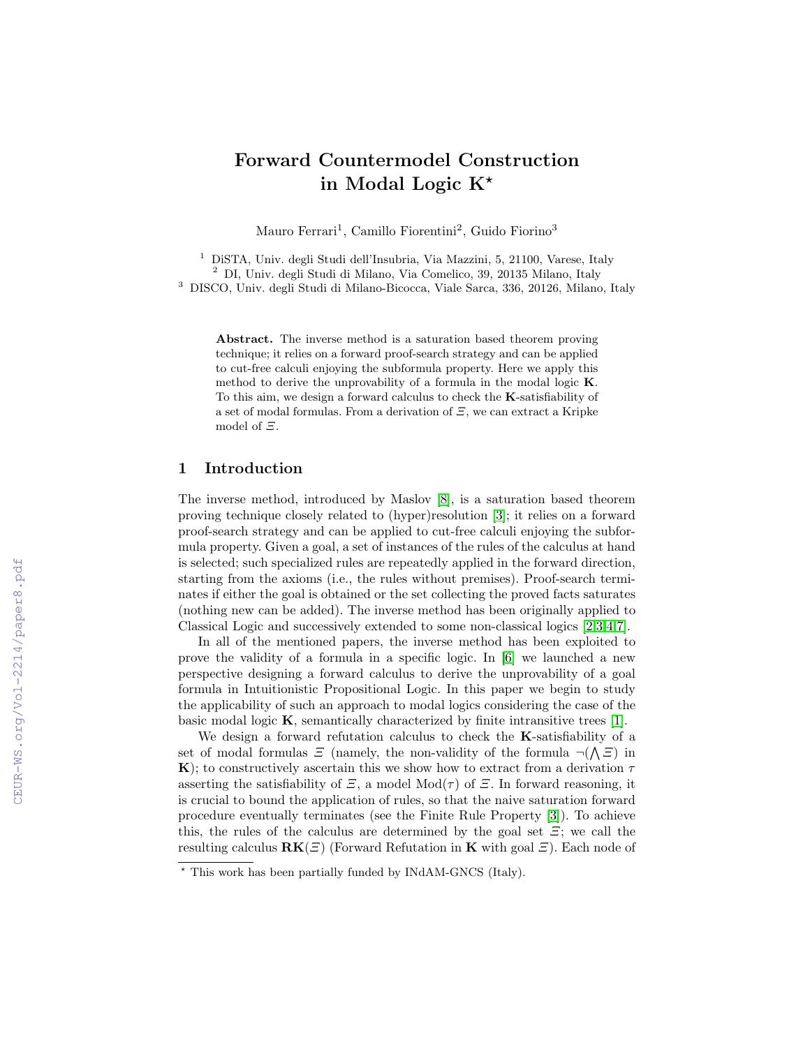# Forward Countermodel Construction in Modal Logic K*

Mauro Ferrari[1], Camillo Fiorentini[2], Guido Fiorino[3]

[1] DiSTA, Univ. degli Studi dell'Insubria, Via Mazzini, 5, 21100, Varese, Italy
[2] DI, Univ. degli Studi di Milano, Via Comelico, 39, 20135 Milano, Italy
[3] DISCO, Univ. degli Studi di Milano-Bicocca, Viale Sarca, 336, 20126, Milano, Italy

**Abstract.** The inverse method is a saturation based theorem proving technique; it relies on a forward proof-search strategy and can be applied to cut-free calculi enjoying the subformula property. Here we apply this method to derive the unprovability of a formula in the modal logic **K**. To this aim, we design a forward calculus to check the **K**-satisfiability of a set of modal formulas. From a derivation of $\Xi$, we can extract a Kripke model of $\Xi$.

## 1 Introduction

The inverse method, introduced by Maslov [8], is a saturation based theorem proving technique closely related to (hyper)resolution [3]; it relies on a forward proof-search strategy and can be applied to cut-free calculi enjoying the subformula property. Given a goal, a set of instances of the rules of the calculus at hand is selected; such specialized rules are repeatedly applied in the forward direction, starting from the axioms (i.e., the rules without premises). Proof-search terminates if either the goal is obtained or the set collecting the proved facts saturates (nothing new can be added). The inverse method has been originally applied to Classical Logic and successively extended to some non-classical logics [2,3,4,7].

In all of the mentioned papers, the inverse method has been exploited to prove the validity of a formula in a specific logic. In [6] we launched a new perspective designing a forward calculus to derive the unprovability of a goal formula in Intuitionistic Propositional Logic. In this paper we begin to study the applicability of such an approach to modal logics considering the case of the basic modal logic **K**, semantically characterized by finite intransitive trees [1].

We design a forward refutation calculus to check the **K**-satisfiability of a set of modal formulas $\Xi$ (namely, the non-validity of the formula $\neg(\bigwedge \Xi)$ in **K**); to constructively ascertain this we show how to extract from a derivation $\tau$ asserting the satisfiability of $\Xi$, a model $\mathrm{Mod}(\tau)$ of $\Xi$. In forward reasoning, it is crucial to bound the application of rules, so that the naive saturation forward procedure eventually terminates (see the Finite Rule Property [3]). To achieve this, the rules of the calculus are determined by the goal set $\Xi$; we call the resulting calculus $\mathbf{RK}(\Xi)$ (Forward Refutation in **K** with goal $\Xi$). Each node of

* This work has been partially funded by INdAM-GNCS (Italy).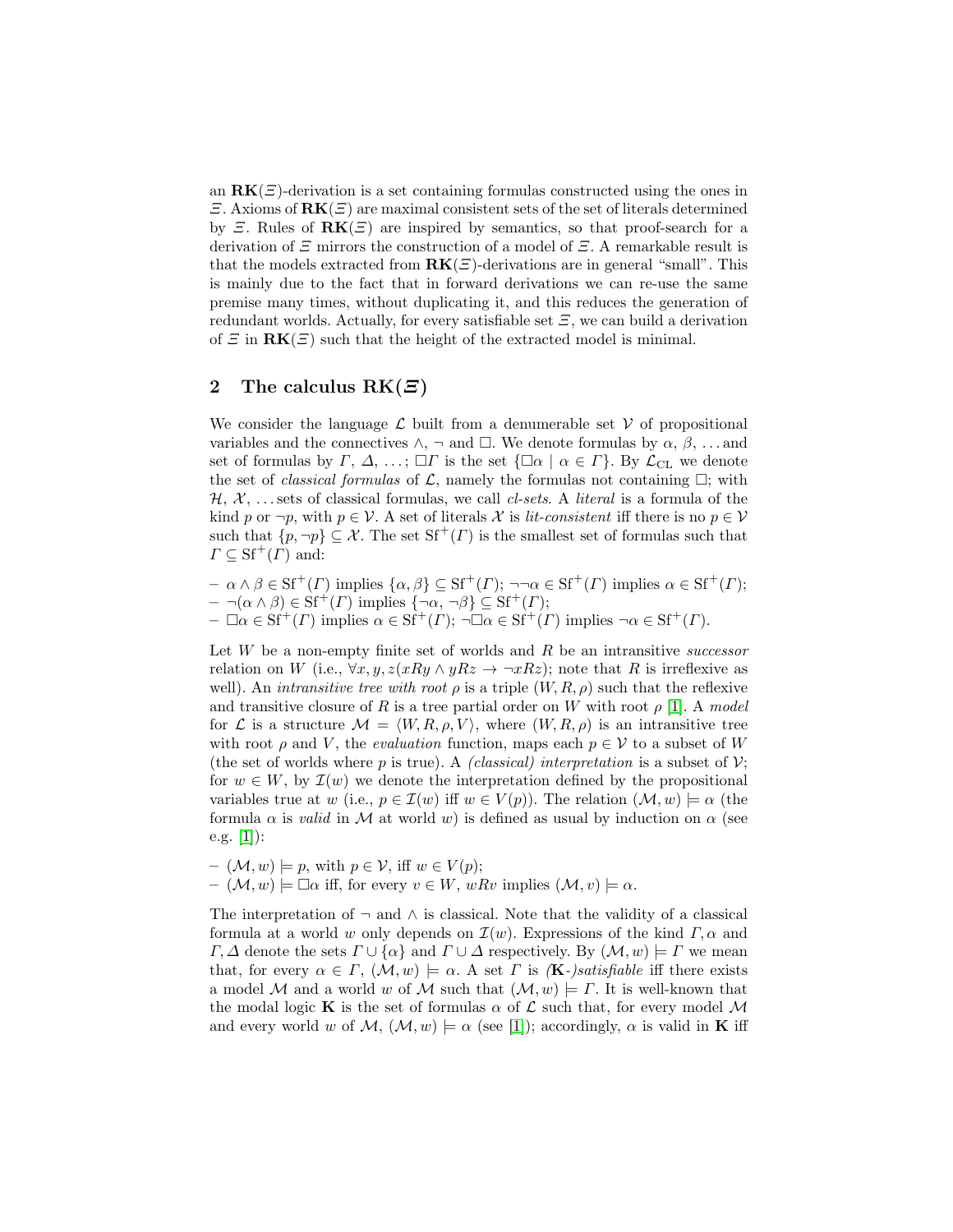an $\mathbf{RK}(\varXi)$-derivation is a set containing formulas constructed using the ones in $\varXi$. Axioms of $\mathbf{RK}(\varXi)$ are maximal consistent sets of the set of literals determined by $\varXi$. Rules of $\mathbf{RK}(\varXi)$ are inspired by semantics, so that proof-search for a derivation of $\varXi$ mirrors the construction of a model of $\varXi$. A remarkable result is that the models extracted from $\mathbf{RK}(\varXi)$-derivations are in general "small". This is mainly due to the fact that in forward derivations we can re-use the same premise many times, without duplicating it, and this reduces the generation of redundant worlds. Actually, for every satisfiable set $\varXi$, we can build a derivation of $\varXi$ in $\mathbf{RK}(\varXi)$ such that the height of the extracted model is minimal.

## 2 The calculus RK($\varXi$)

We consider the language $\mathcal{L}$ built from a denumerable set $\mathcal{V}$ of propositional variables and the connectives $\wedge$, $\neg$ and $\Box$. We denote formulas by $\alpha$, $\beta$, ... and set of formulas by $\Gamma$, $\Delta$, ...; $\Box\Gamma$ is the set $\{\Box\alpha \mid \alpha \in \Gamma\}$. By $\mathcal{L}_{\mathrm{CL}}$ we denote the set of *classical formulas* of $\mathcal{L}$, namely the formulas not containing $\Box$; with $\mathcal{H}$, $\mathcal{X}$, ... sets of classical formulas, we call *cl-sets*. A *literal* is a formula of the kind $p$ or $\neg p$, with $p \in \mathcal{V}$. A set of literals $\mathcal{X}$ is *lit-consistent* iff there is no $p \in \mathcal{V}$ such that $\{p, \neg p\} \subseteq \mathcal{X}$. The set $\mathrm{Sf}^+(\Gamma)$ is the smallest set of formulas such that $\Gamma \subseteq \mathrm{Sf}^+(\Gamma)$ and:

- $\alpha \wedge \beta \in \mathrm{Sf}^+(\Gamma)$ implies $\{\alpha, \beta\} \subseteq \mathrm{Sf}^+(\Gamma)$; $\neg\neg\alpha \in \mathrm{Sf}^+(\Gamma)$ implies $\alpha \in \mathrm{Sf}^+(\Gamma)$;
- $\neg(\alpha \wedge \beta) \in \mathrm{Sf}^+(\Gamma)$ implies $\{\neg\alpha, \neg\beta\} \subseteq \mathrm{Sf}^+(\Gamma)$;
- $\Box\alpha \in \mathrm{Sf}^+(\Gamma)$ implies $\alpha \in \mathrm{Sf}^+(\Gamma)$; $\neg\Box\alpha \in \mathrm{Sf}^+(\Gamma)$ implies $\neg\alpha \in \mathrm{Sf}^+(\Gamma)$.

Let $W$ be a non-empty finite set of worlds and $R$ be an intransitive *successor* relation on $W$ (i.e., $\forall x, y, z(xRy \wedge yRz \to \neg xRz)$; note that $R$ is irreflexive as well). An *intransitive tree with root* $\rho$ is a triple $(W, R, \rho)$ such that the reflexive and transitive closure of $R$ is a tree partial order on $W$ with root $\rho$ [1]. A *model* for $\mathcal{L}$ is a structure $\mathcal{M} = \langle W, R, \rho, V\rangle$, where $(W, R, \rho)$ is an intransitive tree with root $\rho$ and $V$, the *evaluation* function, maps each $p \in \mathcal{V}$ to a subset of $W$ (the set of worlds where $p$ is true). A *(classical) interpretation* is a subset of $\mathcal{V}$; for $w \in W$, by $\mathcal{I}(w)$ we denote the interpretation defined by the propositional variables true at $w$ (i.e., $p \in \mathcal{I}(w)$ iff $w \in V(p)$). The relation $(\mathcal{M}, w) \models \alpha$ (the formula $\alpha$ is *valid* in $\mathcal{M}$ at world $w$) is defined as usual by induction on $\alpha$ (see e.g. [1]):

- $(\mathcal{M}, w) \models p$, with $p \in \mathcal{V}$, iff $w \in V(p)$;
- $(\mathcal{M}, w) \models \Box\alpha$ iff, for every $v \in W$, $wRv$ implies $(\mathcal{M}, v) \models \alpha$.

The interpretation of $\neg$ and $\wedge$ is classical. Note that the validity of a classical formula at a world $w$ only depends on $\mathcal{I}(w)$. Expressions of the kind $\Gamma, \alpha$ and $\Gamma, \Delta$ denote the sets $\Gamma \cup \{\alpha\}$ and $\Gamma \cup \Delta$ respectively. By $(\mathcal{M}, w) \models \Gamma$ we mean that, for every $\alpha \in \Gamma$, $(\mathcal{M}, w) \models \alpha$. A set $\Gamma$ is *(**K**-)satisfiable* iff there exists a model $\mathcal{M}$ and a world $w$ of $\mathcal{M}$ such that $(\mathcal{M}, w) \models \Gamma$. It is well-known that the modal logic $\mathbf{K}$ is the set of formulas $\alpha$ of $\mathcal{L}$ such that, for every model $\mathcal{M}$ and every world $w$ of $\mathcal{M}$, $(\mathcal{M}, w) \models \alpha$ (see [1]); accordingly, $\alpha$ is valid in $\mathbf{K}$ iff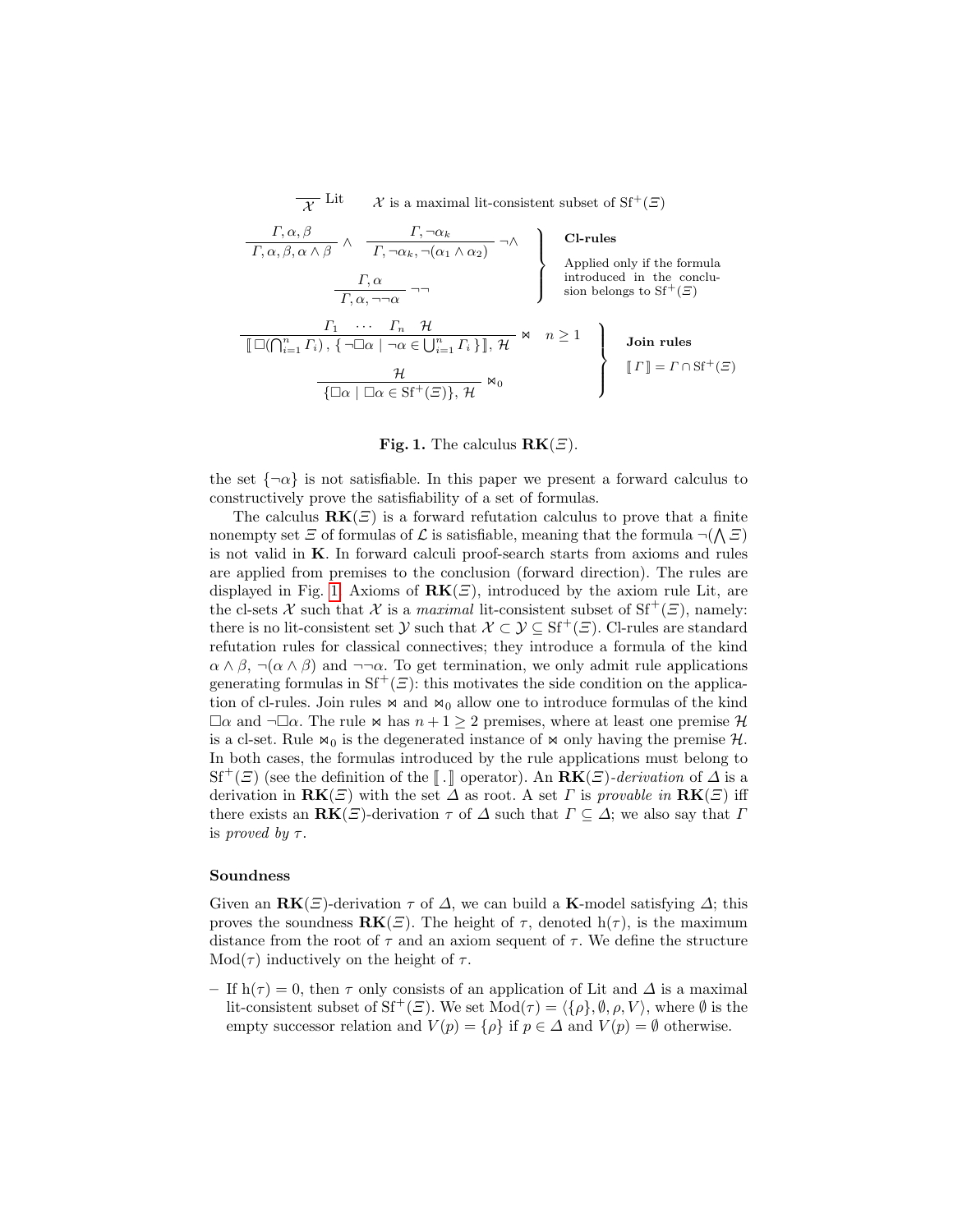$$\frac{}{\mathcal{X}}\ \text{Lit} \qquad \mathcal{X} \text{ is a maximal lit-consistent subset of } \mathrm{Sf}^+(\Xi)$$

$$\frac{\Gamma, \alpha, \beta}{\Gamma, \alpha, \beta, \alpha \wedge \beta}\ \wedge \qquad \frac{\Gamma, \neg\alpha_k}{\Gamma, \neg\alpha_k, \neg(\alpha_1 \wedge \alpha_2)}\ \neg\wedge \qquad \frac{\Gamma, \alpha}{\Gamma, \alpha, \neg\neg\alpha}\ \neg\neg$$

**Cl-rules**: Applied only if the formula introduced in the conclusion belongs to $\mathrm{Sf}^+(\Xi)$

$$\frac{\Gamma_1 \quad \cdots \quad \Gamma_n \quad \mathcal{H}}{[\![\, \Box(\bigcap_{i=1}^n \Gamma_i)\,,\, \{\, \neg\Box\alpha \mid \neg\alpha \in \bigcup_{i=1}^n \Gamma_i \,\}]\!],\, \mathcal{H}}\ \bowtie \quad n \geq 1$$

$$\frac{\mathcal{H}}{\{\Box\alpha \mid \Box\alpha \in \mathrm{Sf}^+(\Xi)\},\, \mathcal{H}}\ \bowtie_0$$

**Join rules**: $[\![\, \Gamma \,]\!] = \Gamma \cap \mathrm{Sf}^+(\Xi)$

**Fig. 1.** The calculus $\mathbf{RK}(\Xi)$.

the set $\{\neg\alpha\}$ is not satisfiable. In this paper we present a forward calculus to constructively prove the satisfiability of a set of formulas.

The calculus $\mathbf{RK}(\Xi)$ is a forward refutation calculus to prove that a finite nonempty set $\Xi$ of formulas of $\mathcal{L}$ is satisfiable, meaning that the formula $\neg(\bigwedge \Xi)$ is not valid in $\mathbf{K}$. In forward calculi proof-search starts from axioms and rules are applied from premises to the conclusion (forward direction). The rules are displayed in Fig. 1. Axioms of $\mathbf{RK}(\Xi)$, introduced by the axiom rule Lit, are the cl-sets $\mathcal{X}$ such that $\mathcal{X}$ is a *maximal* lit-consistent subset of $\mathrm{Sf}^+(\Xi)$, namely: there is no lit-consistent set $\mathcal{Y}$ such that $\mathcal{X} \subset \mathcal{Y} \subseteq \mathrm{Sf}^+(\Xi)$. Cl-rules are standard refutation rules for classical connectives; they introduce a formula of the kind $\alpha \wedge \beta$, $\neg(\alpha \wedge \beta)$ and $\neg\neg\alpha$. To get termination, we only admit rule applications generating formulas in $\mathrm{Sf}^+(\Xi)$: this motivates the side condition on the application of cl-rules. Join rules $\bowtie$ and $\bowtie_0$ allow one to introduce formulas of the kind $\Box\alpha$ and $\neg\Box\alpha$. The rule $\bowtie$ has $n + 1 \geq 2$ premises, where at least one premise $\mathcal{H}$ is a cl-set. Rule $\bowtie_0$ is the degenerated instance of $\bowtie$ only having the premise $\mathcal{H}$. In both cases, the formulas introduced by the rule applications must belong to $\mathrm{Sf}^+(\Xi)$ (see the definition of the $[\![\,.\,]\!]$ operator). An $\mathbf{RK}(\Xi)$-*derivation* of $\Delta$ is a derivation in $\mathbf{RK}(\Xi)$ with the set $\Delta$ as root. A set $\Gamma$ is *provable in* $\mathbf{RK}(\Xi)$ iff there exists an $\mathbf{RK}(\Xi)$-derivation $\tau$ of $\Delta$ such that $\Gamma \subseteq \Delta$; we also say that $\Gamma$ is *proved by* $\tau$.

### Soundness

Given an $\mathbf{RK}(\Xi)$-derivation $\tau$ of $\Delta$, we can build a $\mathbf{K}$-model satisfying $\Delta$; this proves the soundness $\mathbf{RK}(\Xi)$. The height of $\tau$, denoted $\mathrm{h}(\tau)$, is the maximum distance from the root of $\tau$ and an axiom sequent of $\tau$. We define the structure $\mathrm{Mod}(\tau)$ inductively on the height of $\tau$.

- If $\mathrm{h}(\tau) = 0$, then $\tau$ only consists of an application of Lit and $\Delta$ is a maximal lit-consistent subset of $\mathrm{Sf}^+(\Xi)$. We set $\mathrm{Mod}(\tau) = \langle \{\rho\}, \emptyset, \rho, V \rangle$, where $\emptyset$ is the empty successor relation and $V(p) = \{\rho\}$ if $p \in \Delta$ and $V(p) = \emptyset$ otherwise.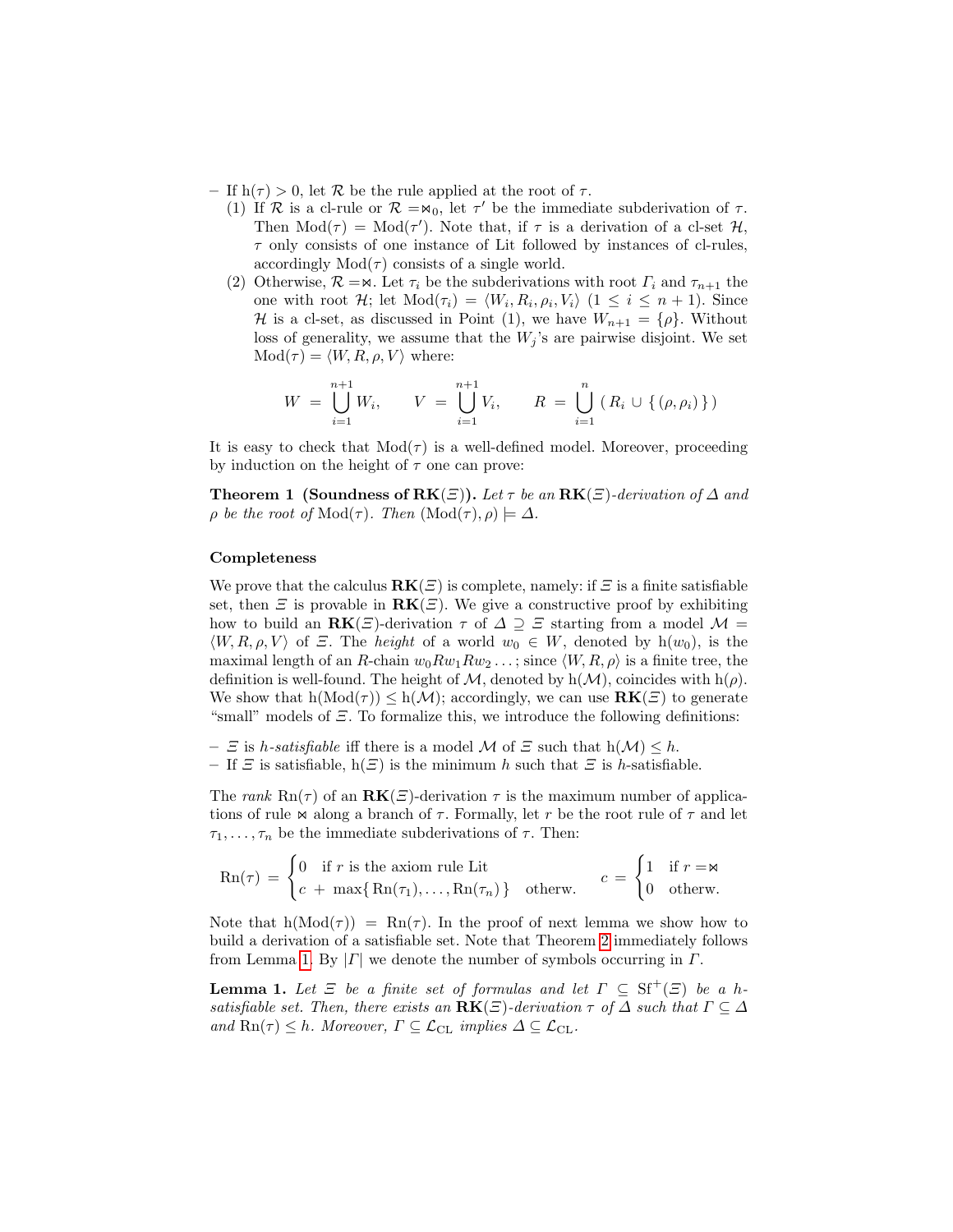– If $\mathrm{h}(\tau) > 0$, let $\mathcal{R}$ be the rule applied at the root of $\tau$.
  (1) If $\mathcal{R}$ is a cl-rule or $\mathcal{R} = \bowtie_0$, let $\tau'$ be the immediate subderivation of $\tau$. Then $\mathrm{Mod}(\tau) = \mathrm{Mod}(\tau')$. Note that, if $\tau$ is a derivation of a cl-set $\mathcal{H}$, $\tau$ only consists of one instance of Lit followed by instances of cl-rules, accordingly $\mathrm{Mod}(\tau)$ consists of a single world.
  (2) Otherwise, $\mathcal{R} = \bowtie$. Let $\tau_i$ be the subderivations with root $\Gamma_i$ and $\tau_{n+1}$ the one with root $\mathcal{H}$; let $\mathrm{Mod}(\tau_i) = \langle W_i, R_i, \rho_i, V_i \rangle$ $(1 \leq i \leq n+1)$. Since $\mathcal{H}$ is a cl-set, as discussed in Point (1), we have $W_{n+1} = \{\rho\}$. Without loss of generality, we assume that the $W_j$'s are pairwise disjoint. We set $\mathrm{Mod}(\tau) = \langle W, R, \rho, V \rangle$ where:

$$W \;=\; \bigcup_{i=1}^{n+1} W_i, \qquad V \;=\; \bigcup_{i=1}^{n+1} V_i, \qquad R \;=\; \bigcup_{i=1}^{n} \left( R_i \cup \{ (\rho, \rho_i) \} \right)$$

It is easy to check that $\mathrm{Mod}(\tau)$ is a well-defined model. Moreover, proceeding by induction on the height of $\tau$ one can prove:

**Theorem 1 (Soundness of RK($\Xi$)).** *Let $\tau$ be an* **RK**($\Xi$)*-derivation of $\Delta$ and $\rho$ be the root of* $\mathrm{Mod}(\tau)$*. Then* $(\mathrm{Mod}(\tau), \rho) \models \Delta$.

### Completeness

We prove that the calculus **RK**($\Xi$) is complete, namely: if $\Xi$ is a finite satisfiable set, then $\Xi$ is provable in **RK**($\Xi$). We give a constructive proof by exhibiting how to build an **RK**($\Xi$)-derivation $\tau$ of $\Delta \supseteq \Xi$ starting from a model $\mathcal{M} = \langle W, R, \rho, V \rangle$ of $\Xi$. The *height* of a world $w_0 \in W$, denoted by $\mathrm{h}(w_0)$, is the maximal length of an $R$-chain $w_0 R w_1 R w_2 \dots$; since $\langle W, R, \rho \rangle$ is a finite tree, the definition is well-found. The height of $\mathcal{M}$, denoted by $\mathrm{h}(\mathcal{M})$, coincides with $\mathrm{h}(\rho)$. We show that $\mathrm{h}(\mathrm{Mod}(\tau)) \leq \mathrm{h}(\mathcal{M})$; accordingly, we can use **RK**($\Xi$) to generate "small" models of $\Xi$. To formalize this, we introduce the following definitions:

– $\Xi$ is *h-satisfiable* iff there is a model $\mathcal{M}$ of $\Xi$ such that $\mathrm{h}(\mathcal{M}) \leq h$.
– If $\Xi$ is satisfiable, $\mathrm{h}(\Xi)$ is the minimum $h$ such that $\Xi$ is $h$-satisfiable.

The *rank* $\mathrm{Rn}(\tau)$ of an **RK**($\Xi$)-derivation $\tau$ is the maximum number of applications of rule $\bowtie$ along a branch of $\tau$. Formally, let $r$ be the root rule of $\tau$ and let $\tau_1, \dots, \tau_n$ be the immediate subderivations of $\tau$. Then:

$$\mathrm{Rn}(\tau) \;=\; \begin{cases} 0 & \text{if } r \text{ is the axiom rule Lit} \\ c \;+\; \max\{\, \mathrm{Rn}(\tau_1), \dots, \mathrm{Rn}(\tau_n) \,\} & \text{otherw.} \end{cases} \qquad c \;=\; \begin{cases} 1 & \text{if } r = \bowtie \\ 0 & \text{otherw.} \end{cases}$$

Note that $\mathrm{h}(\mathrm{Mod}(\tau)) = \mathrm{Rn}(\tau)$. In the proof of next lemma we show how to build a derivation of a satisfiable set. Note that Theorem 2 immediately follows from Lemma 1. By $|\Gamma|$ we denote the number of symbols occurring in $\Gamma$.

**Lemma 1.** *Let $\Xi$ be a finite set of formulas and let $\Gamma \subseteq \mathrm{Sf}^+(\Xi)$ be a h-satisfiable set. Then, there exists an* **RK**($\Xi$)*-derivation $\tau$ of $\Delta$ such that $\Gamma \subseteq \Delta$ and $\mathrm{Rn}(\tau) \leq h$. Moreover, $\Gamma \subseteq \mathcal{L}_{\mathrm{CL}}$ implies $\Delta \subseteq \mathcal{L}_{\mathrm{CL}}$.*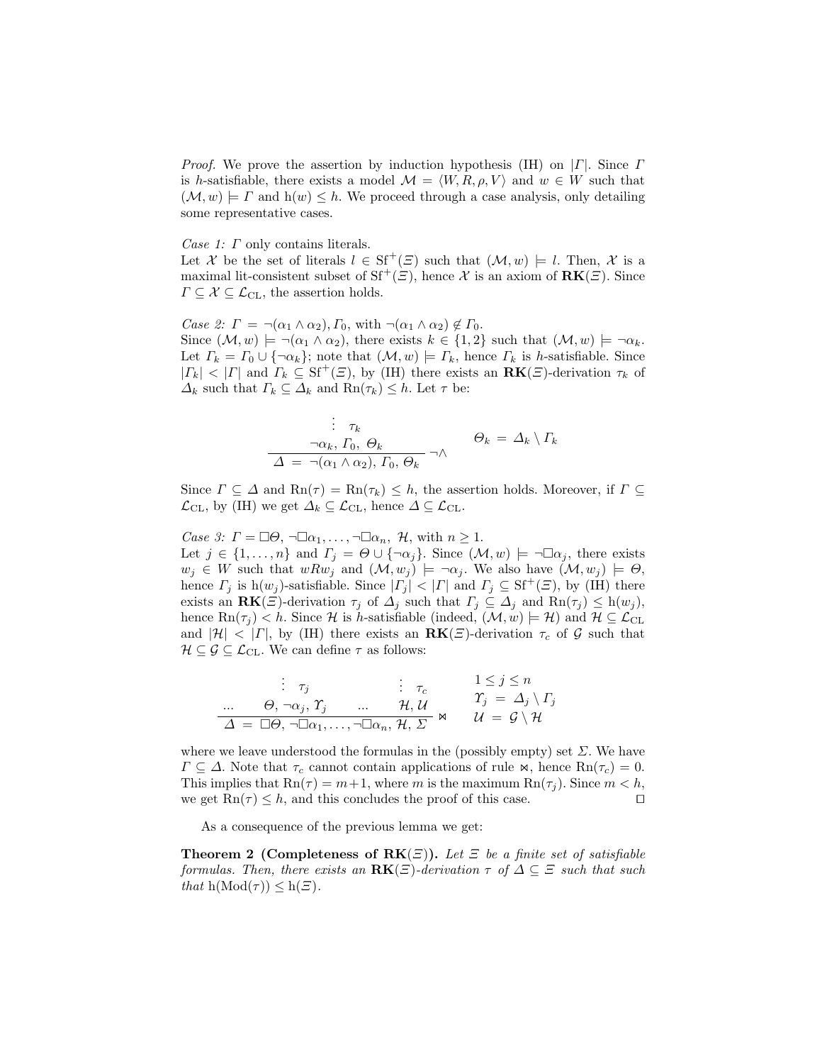*Proof.* We prove the assertion by induction hypothesis (IH) on $|\Gamma|$. Since $\Gamma$ is $h$-satisfiable, there exists a model $\mathcal{M} = \langle W, R, \rho, V \rangle$ and $w \in W$ such that $(\mathcal{M}, w) \models \Gamma$ and $\mathrm{h}(w) \leq h$. We proceed through a case analysis, only detailing some representative cases.

*Case 1:* $\Gamma$ only contains literals.
Let $\mathcal{X}$ be the set of literals $l \in \mathrm{Sf}^+(\Xi)$ such that $(\mathcal{M}, w) \models l$. Then, $\mathcal{X}$ is a maximal lit-consistent subset of $\mathrm{Sf}^+(\Xi)$, hence $\mathcal{X}$ is an axiom of $\mathbf{RK}(\Xi)$. Since $\Gamma \subseteq \mathcal{X} \subseteq \mathcal{L}_{\mathrm{CL}}$, the assertion holds.

*Case 2:* $\Gamma = \neg(\alpha_1 \wedge \alpha_2), \Gamma_0$, with $\neg(\alpha_1 \wedge \alpha_2) \notin \Gamma_0$.
Since $(\mathcal{M}, w) \models \neg(\alpha_1 \wedge \alpha_2)$, there exists $k \in \{1, 2\}$ such that $(\mathcal{M}, w) \models \neg\alpha_k$. Let $\Gamma_k = \Gamma_0 \cup \{\neg\alpha_k\}$; note that $(\mathcal{M}, w) \models \Gamma_k$, hence $\Gamma_k$ is $h$-satisfiable. Since $|\Gamma_k| < |\Gamma|$ and $\Gamma_k \subseteq \mathrm{Sf}^+(\Xi)$, by (IH) there exists an $\mathbf{RK}(\Xi)$-derivation $\tau_k$ of $\Delta_k$ such that $\Gamma_k \subseteq \Delta_k$ and $\mathrm{Rn}(\tau_k) \leq h$. Let $\tau$ be:

$$\dfrac{\begin{array}{c}\vdots\ \tau_k \\ \neg\alpha_k,\, \Gamma_0,\ \Theta_k\end{array}}{\Delta\ =\ \neg(\alpha_1 \wedge \alpha_2),\, \Gamma_0,\, \Theta_k}\ \neg\wedge \qquad \Theta_k\ =\ \Delta_k \setminus \Gamma_k$$

Since $\Gamma \subseteq \Delta$ and $\mathrm{Rn}(\tau) = \mathrm{Rn}(\tau_k) \leq h$, the assertion holds. Moreover, if $\Gamma \subseteq \mathcal{L}_{\mathrm{CL}}$, by (IH) we get $\Delta_k \subseteq \mathcal{L}_{\mathrm{CL}}$, hence $\Delta \subseteq \mathcal{L}_{\mathrm{CL}}$.

*Case 3:* $\Gamma = \Box\Theta, \neg\Box\alpha_1, \dots, \neg\Box\alpha_n,\ \mathcal{H}$, with $n \geq 1$.
Let $j \in \{1, \dots, n\}$ and $\Gamma_j = \Theta \cup \{\neg\alpha_j\}$. Since $(\mathcal{M}, w) \models \neg\Box\alpha_j$, there exists $w_j \in W$ such that $wRw_j$ and $(\mathcal{M}, w_j) \models \neg\alpha_j$. We also have $(\mathcal{M}, w_j) \models \Theta$, hence $\Gamma_j$ is $\mathrm{h}(w_j)$-satisfiable. Since $|\Gamma_j| < |\Gamma|$ and $\Gamma_j \subseteq \mathrm{Sf}^+(\Xi)$, by (IH) there exists an $\mathbf{RK}(\Xi)$-derivation $\tau_j$ of $\Delta_j$ such that $\Gamma_j \subseteq \Delta_j$ and $\mathrm{Rn}(\tau_j) \leq \mathrm{h}(w_j)$, hence $\mathrm{Rn}(\tau_j) < h$. Since $\mathcal{H}$ is $h$-satisfiable (indeed, $(\mathcal{M}, w) \models \mathcal{H}$) and $\mathcal{H} \subseteq \mathcal{L}_{\mathrm{CL}}$ and $|\mathcal{H}| < |\Gamma|$, by (IH) there exists an $\mathbf{RK}(\Xi)$-derivation $\tau_c$ of $\mathcal{G}$ such that $\mathcal{H} \subseteq \mathcal{G} \subseteq \mathcal{L}_{\mathrm{CL}}$. We can define $\tau$ as follows:

$$\dfrac{\dots \quad \begin{array}{c}\vdots\ \tau_j \\ \Theta,\, \neg\alpha_j,\, \Upsilon_j\end{array} \quad \dots \quad \begin{array}{c}\vdots\ \tau_c \\ \mathcal{H},\, \mathcal{U}\end{array}}{\Delta\ =\ \Box\Theta,\, \neg\Box\alpha_1, \dots, \neg\Box\alpha_n,\, \mathcal{H},\, \Sigma}\ \bowtie \qquad \begin{array}{l} 1 \leq j \leq n \\ \Upsilon_j\ =\ \Delta_j \setminus \Gamma_j \\ \mathcal{U}\ =\ \mathcal{G} \setminus \mathcal{H} \end{array}$$

where we leave understood the formulas in the (possibly empty) set $\Sigma$. We have $\Gamma \subseteq \Delta$. Note that $\tau_c$ cannot contain applications of rule $\bowtie$, hence $\mathrm{Rn}(\tau_c) = 0$. This implies that $\mathrm{Rn}(\tau) = m+1$, where $m$ is the maximum $\mathrm{Rn}(\tau_j)$. Since $m < h$, we get $\mathrm{Rn}(\tau) \leq h$, and this concludes the proof of this case. $\square$

As a consequence of the previous lemma we get:

**Theorem 2 (Completeness of $\mathbf{RK}(\Xi)$).** *Let $\Xi$ be a finite set of satisfiable formulas. Then, there exists an $\mathbf{RK}(\Xi)$-derivation $\tau$ of $\Delta \subseteq \Xi$ such that such that $\mathrm{h}(\mathrm{Mod}(\tau)) \leq \mathrm{h}(\Xi)$.*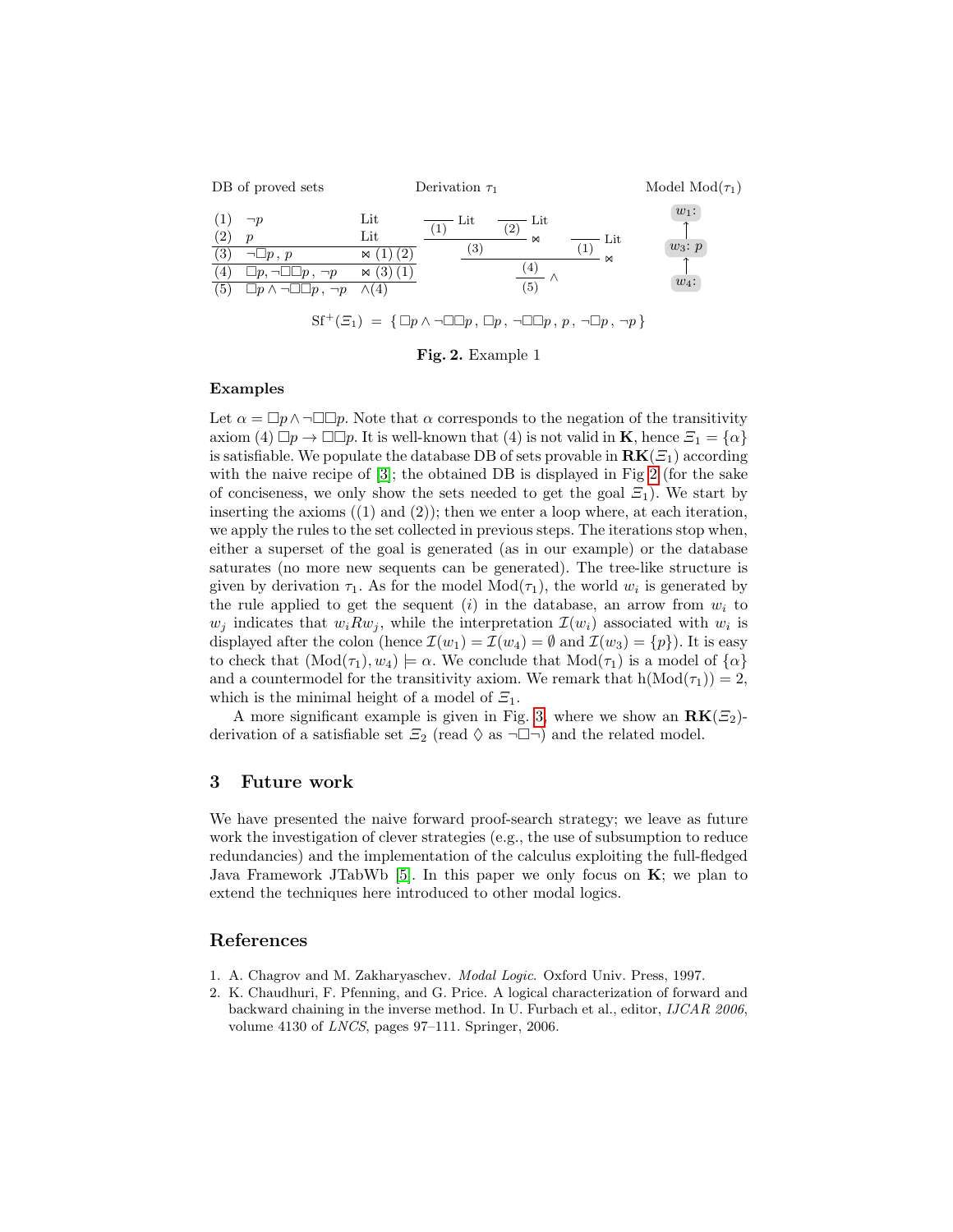DB of proved sets

| | | |
|---|---|---|
| (1) | $\neg p$ | Lit |
| (2) | $p$ | Lit |
| (3) | $\neg\Box p\,,\, p$ | $\bowtie$ (1) (2) |
| (4) | $\Box p, \neg\Box\Box p\,,\, \neg p$ | $\bowtie$ (3) (1) |
| (5) | $\Box p \wedge \neg\Box\Box p\,,\, \neg p$ | $\wedge$(4) |

Derivation $\tau_1$

$$
\dfrac{\dfrac{\dfrac{}{(1)}\,\text{Lit} \quad \dfrac{}{(2)}\,\text{Lit}}{(3)}\,\bowtie \qquad \dfrac{}{(1)}\,\text{Lit}}{\dfrac{(4)}{(5)}\,\wedge}\,\bowtie
$$

Model $\mathrm{Mod}(\tau_1)$

$w_1$: $\;\leftarrow\;$ $w_3$: $p$ $\;\leftarrow\;$ $w_4$:

$$\mathrm{Sf}^+(\varXi_1) \;=\; \{\, \Box p \wedge \neg\Box\Box p\,,\, \Box p\,,\, \neg\Box\Box p\,,\, p\,,\, \neg\Box p\,,\, \neg p \,\}$$

**Fig. 2.** Example 1

**Examples**

Let $\alpha = \Box p \wedge \neg\Box\Box p$. Note that $\alpha$ corresponds to the negation of the transitivity axiom (4) $\Box p \to \Box\Box p$. It is well-known that (4) is not valid in **K**, hence $\varXi_1 = \{\alpha\}$ is satisfiable. We populate the database DB of sets provable in $\mathbf{RK}(\varXi_1)$ according with the naive recipe of [3]; the obtained DB is displayed in Fig 2 (for the sake of conciseness, we only show the sets needed to get the goal $\varXi_1$). We start by inserting the axioms ((1) and (2)); then we enter a loop where, at each iteration, we apply the rules to the set collected in previous steps. The iterations stop when, either a superset of the goal is generated (as in our example) or the database saturates (no more new sequents can be generated). The tree-like structure is given by derivation $\tau_1$. As for the model $\mathrm{Mod}(\tau_1)$, the world $w_i$ is generated by the rule applied to get the sequent $(i)$ in the database, an arrow from $w_i$ to $w_j$ indicates that $w_i R w_j$, while the interpretation $\mathcal{I}(w_i)$ associated with $w_i$ is displayed after the colon (hence $\mathcal{I}(w_1) = \mathcal{I}(w_4) = \emptyset$ and $\mathcal{I}(w_3) = \{p\}$). It is easy to check that $(\mathrm{Mod}(\tau_1), w_4) \models \alpha$. We conclude that $\mathrm{Mod}(\tau_1)$ is a model of $\{\alpha\}$ and a countermodel for the transitivity axiom. We remark that $\mathrm{h}(\mathrm{Mod}(\tau_1)) = 2$, which is the minimal height of a model of $\varXi_1$.

A more significant example is given in Fig. 3, where we show an $\mathbf{RK}(\varXi_2)$-derivation of a satisfiable set $\varXi_2$ (read $\Diamond$ as $\neg\Box\neg$) and the related model.

## 3 Future work

We have presented the naive forward proof-search strategy; we leave as future work the investigation of clever strategies (e.g., the use of subsumption to reduce redundancies) and the implementation of the calculus exploiting the full-fledged Java Framework JTabWb [5]. In this paper we only focus on **K**; we plan to extend the techniques here introduced to other modal logics.

## References

1. A. Chagrov and M. Zakharyaschev. *Modal Logic.* Oxford Univ. Press, 1997.
2. K. Chaudhuri, F. Pfenning, and G. Price. A logical characterization of forward and backward chaining in the inverse method. In U. Furbach et al., editor, *IJCAR 2006*, volume 4130 of *LNCS*, pages 97–111. Springer, 2006.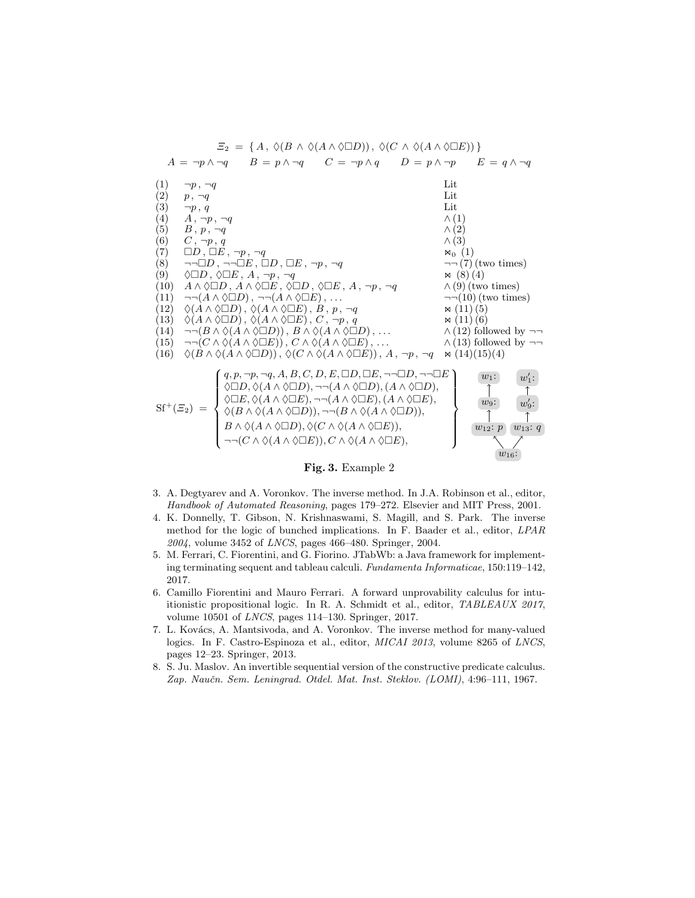$$\Xi_2 \;=\; \{\, A \,,\; \Diamond(B \,\wedge\, \Diamond(A \wedge \Diamond\Box D)) \,,\; \Diamond(C \,\wedge\, \Diamond(A \wedge \Diamond\Box E)) \,\}$$

$$A \,=\, \neg p \wedge \neg q \qquad B \,=\, p \wedge \neg q \qquad C \,=\, \neg p \wedge q \qquad D \,=\, p \wedge \neg p \qquad E \,=\, q \wedge \neg q$$

| | | |
|---|---|---|
| (1) | $\neg p \,,\, \neg q$ | Lit |
| (2) | $p \,,\, \neg q$ | Lit |
| (3) | $\neg p \,,\, q$ | Lit |
| (4) | $A \,,\, \neg p \,,\, \neg q$ | $\wedge$ (1) |
| (5) | $B \,,\, p \,,\, \neg q$ | $\wedge$ (2) |
| (6) | $C \,,\, \neg p \,,\, q$ | $\wedge$ (3) |
| (7) | $\Box D \,,\, \Box E \,,\, \neg p \,,\, \neg q$ | $\bowtie_0$ (1) |
| (8) | $\neg\neg\Box D \,,\, \neg\neg\Box E \,,\, \Box D \,,\, \Box E \,,\, \neg p \,,\, \neg q$ | $\neg\neg$ (7) (two times) |
| (9) | $\Diamond\Box D \,,\, \Diamond\Box E \,,\, A \,,\, \neg p \,,\, \neg q$ | $\bowtie$ (8) (4) |
| (10) | $A \wedge \Diamond\Box D \,,\, A \wedge \Diamond\Box E \,,\, \Diamond\Box D \,,\, \Diamond\Box E \,,\, A \,,\, \neg p \,,\, \neg q$ | $\wedge$ (9) (two times) |
| (11) | $\neg\neg(A \wedge \Diamond\Box D) \,,\, \neg\neg(A \wedge \Diamond\Box E) \,,\, \ldots$ | $\neg\neg$(10) (two times) |
| (12) | $\Diamond(A \wedge \Diamond\Box D) \,,\, \Diamond(A \wedge \Diamond\Box E) \,,\, B \,,\, p \,,\, \neg q$ | $\bowtie$ (11) (5) |
| (13) | $\Diamond(A \wedge \Diamond\Box D) \,,\, \Diamond(A \wedge \Diamond\Box E) \,,\, C \,,\, \neg p \,,\, q$ | $\bowtie$ (11) (6) |
| (14) | $\neg\neg(B \wedge \Diamond(A \wedge \Diamond\Box D)) \,,\, B \wedge \Diamond(A \wedge \Diamond\Box D) \,,\, \ldots$ | $\wedge$ (12) followed by $\neg\neg$ |
| (15) | $\neg\neg(C \wedge \Diamond(A \wedge \Diamond\Box E)) \,,\, C \wedge \Diamond(A \wedge \Diamond\Box E) \,,\, \ldots$ | $\wedge$ (13) followed by $\neg\neg$ |
| (16) | $\Diamond(B \wedge \Diamond(A \wedge \Diamond\Box D)) \,,\, \Diamond(C \wedge \Diamond(A \wedge \Diamond\Box E)) \,,\, A \,,\, \neg p \,,\, \neg q$ | $\bowtie$ (14)(15)(4) |

$$\mathrm{Sf}^+(\Xi_2) \;=\; \left\{ \begin{array}{l} q, p, \neg p, \neg q, A, B, C, D, E, \Box D, \Box E, \neg\neg\Box D, \neg\neg\Box E \\ \Diamond\Box D, \Diamond(A \wedge \Diamond\Box D), \neg\neg(A \wedge \Diamond\Box D), (A \wedge \Diamond\Box D), \\ \Diamond\Box E, \Diamond(A \wedge \Diamond\Box E), \neg\neg(A \wedge \Diamond\Box E), (A \wedge \Diamond\Box E), \\ \Diamond(B \wedge \Diamond(A \wedge \Diamond\Box D)), \neg\neg(B \wedge \Diamond(A \wedge \Diamond\Box D)), \\ B \wedge \Diamond(A \wedge \Diamond\Box D), \Diamond(C \wedge \Diamond(A \wedge \Diamond\Box E)), \\ \neg\neg(C \wedge \Diamond(A \wedge \Diamond\Box E)), C \wedge \Diamond(A \wedge \Diamond\Box E), \end{array} \right\}$$

$w_1$:   $w'_1$:
$w_9$:   $w'_9$:
$w_{12}$: $p$   $w_{13}$: $q$
$w_{16}$:

**Fig. 3.** Example 2

3. A. Degtyarev and A. Voronkov. The inverse method. In J.A. Robinson et al., editor, *Handbook of Automated Reasoning*, pages 179–272. Elsevier and MIT Press, 2001.
4. K. Donnelly, T. Gibson, N. Krishnaswami, S. Magill, and S. Park. The inverse method for the logic of bunched implications. In F. Baader et al., editor, *LPAR 2004*, volume 3452 of *LNCS*, pages 466–480. Springer, 2004.
5. M. Ferrari, C. Fiorentini, and G. Fiorino. JTabWb: a Java framework for implementing terminating sequent and tableau calculi. *Fundamenta Informaticae*, 150:119–142, 2017.
6. Camillo Fiorentini and Mauro Ferrari. A forward unprovability calculus for intuitionistic propositional logic. In R. A. Schmidt et al., editor, *TABLEAUX 2017*, volume 10501 of *LNCS*, pages 114–130. Springer, 2017.
7. L. Kovács, A. Mantsivoda, and A. Voronkov. The inverse method for many-valued logics. In F. Castro-Espinoza et al., editor, *MICAI 2013*, volume 8265 of *LNCS*, pages 12–23. Springer, 2013.
8. S. Ju. Maslov. An invertible sequential version of the constructive predicate calculus. *Zap. Naučn. Sem. Leningrad. Otdel. Mat. Inst. Steklov. (LOMI)*, 4:96–111, 1967.